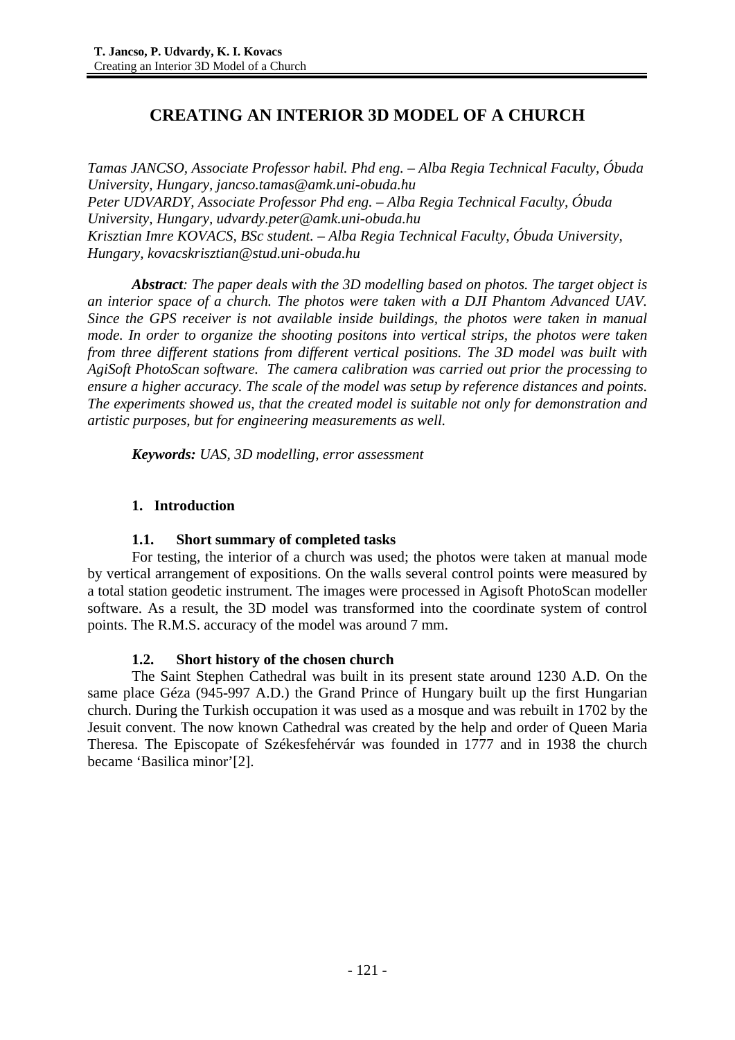# CREATING AN INTERIOR 3D MODEL OF A CHURCH

*Tamas JANCSO, Associate Professor habil. Phd eng. – Alba Regia Technical Faculty, Óbuda University, Hungary, jancso.tamas@amk.uni-obuda.hu*
*Peter UDVARDY, Associate Professor Phd eng. – Alba Regia Technical Faculty, Óbuda University, Hungary, udvardy.peter@amk.uni-obuda.hu*
*Krisztian Imre KOVACS, BSc student. – Alba Regia Technical Faculty, Óbuda University, Hungary, kovacskrisztian@stud.uni-obuda.hu*

***Abstract****: The paper deals with the 3D modelling based on photos. The target object is an interior space of a church. The photos were taken with a DJI Phantom Advanced UAV. Since the GPS receiver is not available inside buildings, the photos were taken in manual mode. In order to organize the shooting positons into vertical strips, the photos were taken from three different stations from different vertical positions. The 3D model was built with AgiSoft PhotoScan software. The camera calibration was carried out prior the processing to ensure a higher accuracy. The scale of the model was setup by reference distances and points. The experiments showed us, that the created model is suitable not only for demonstration and artistic purposes, but for engineering measurements as well.*

***Keywords:*** *UAS, 3D modelling, error assessment*

## 1. Introduction

### 1.1. Short summary of completed tasks

For testing, the interior of a church was used; the photos were taken at manual mode by vertical arrangement of expositions. On the walls several control points were measured by a total station geodetic instrument. The images were processed in Agisoft PhotoScan modeller software. As a result, the 3D model was transformed into the coordinate system of control points. The R.M.S. accuracy of the model was around 7 mm.

### 1.2. Short history of the chosen church

The Saint Stephen Cathedral was built in its present state around 1230 A.D. On the same place Géza (945-997 A.D.) the Grand Prince of Hungary built up the first Hungarian church. During the Turkish occupation it was used as a mosque and was rebuilt in 1702 by the Jesuit convent. The now known Cathedral was created by the help and order of Queen Maria Theresa. The Episcopate of Székesfehérvár was founded in 1777 and in 1938 the church became 'Basilica minor'[2].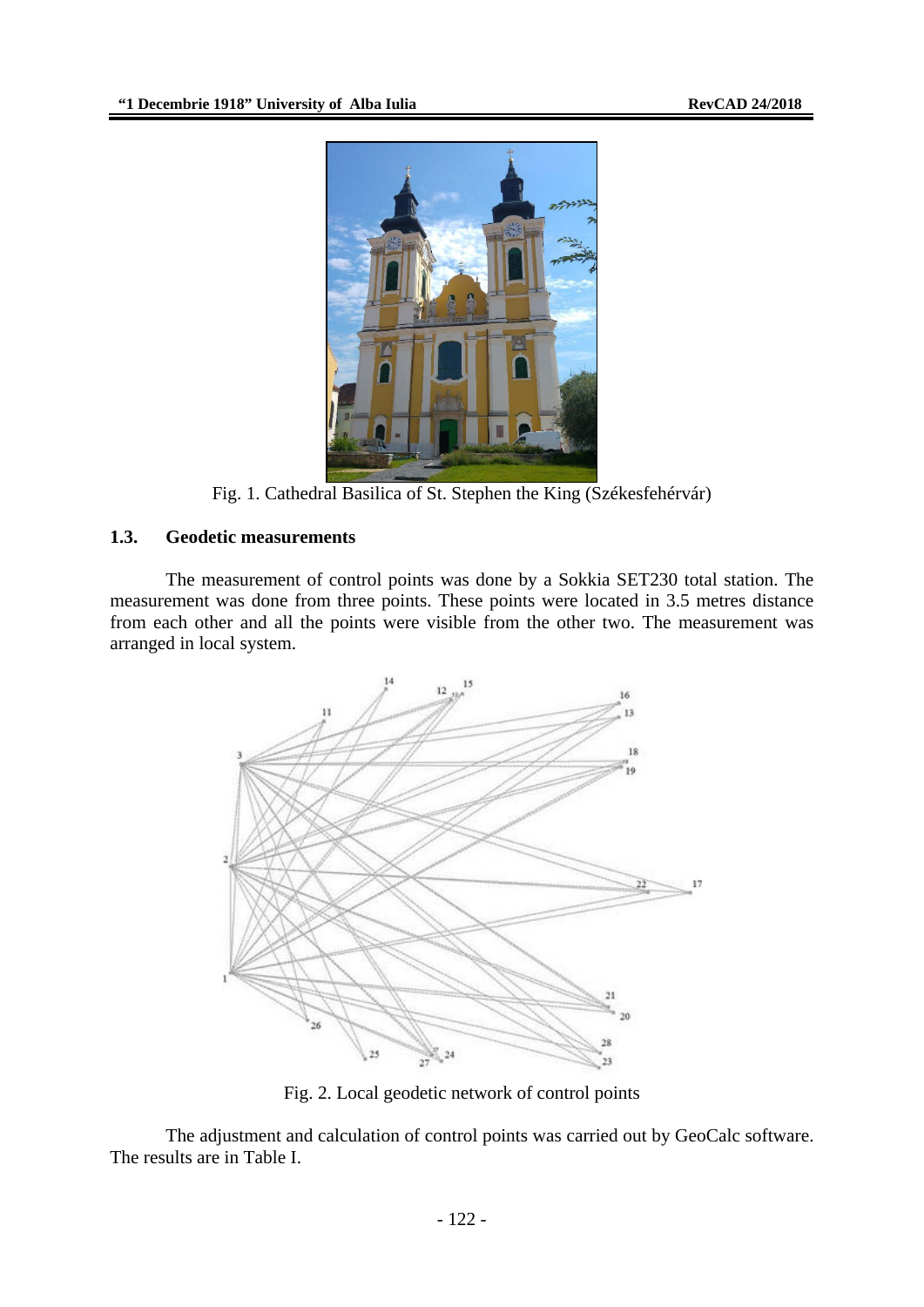Fig. 1. Cathedral Basilica of St. Stephen the King (Székesfehérvár)

### 1.3. Geodetic measurements

The measurement of control points was done by a Sokkia SET230 total station. The measurement was done from three points. These points were located in 3.5 metres distance from each other and all the points were visible from the other two. The measurement was arranged in local system.

Fig. 2. Local geodetic network of control points

The adjustment and calculation of control points was carried out by GeoCalc software. The results are in Table I.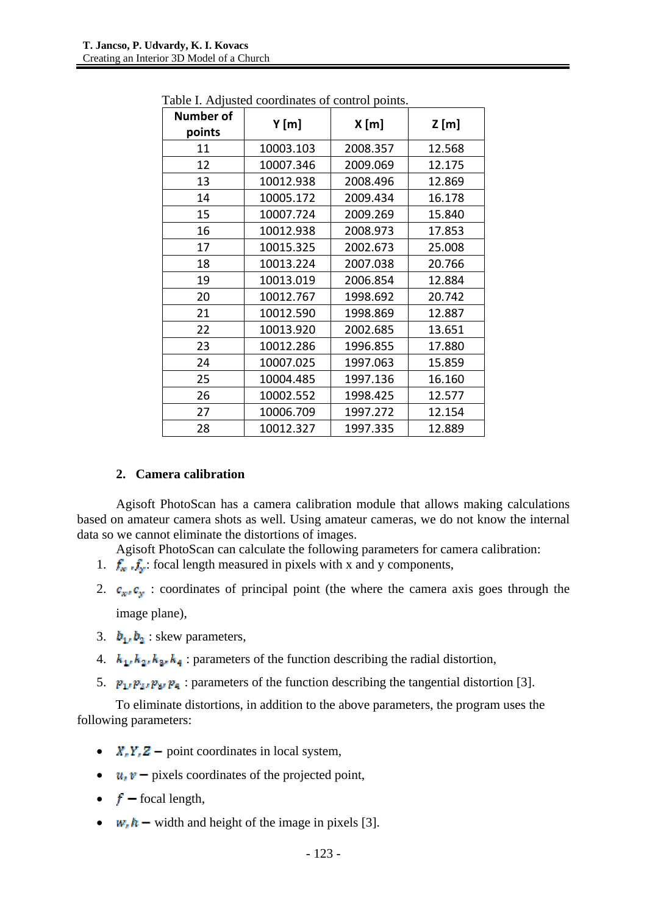Table I. Adjusted coordinates of control points.

| Number of points | Y [m] | X [m] | Z [m] |
|---|---|---|---|
| 11 | 10003.103 | 2008.357 | 12.568 |
| 12 | 10007.346 | 2009.069 | 12.175 |
| 13 | 10012.938 | 2008.496 | 12.869 |
| 14 | 10005.172 | 2009.434 | 16.178 |
| 15 | 10007.724 | 2009.269 | 15.840 |
| 16 | 10012.938 | 2008.973 | 17.853 |
| 17 | 10015.325 | 2002.673 | 25.008 |
| 18 | 10013.224 | 2007.038 | 20.766 |
| 19 | 10013.019 | 2006.854 | 12.884 |
| 20 | 10012.767 | 1998.692 | 20.742 |
| 21 | 10012.590 | 1998.869 | 12.887 |
| 22 | 10013.920 | 2002.685 | 13.651 |
| 23 | 10012.286 | 1996.855 | 17.880 |
| 24 | 10007.025 | 1997.063 | 15.859 |
| 25 | 10004.485 | 1997.136 | 16.160 |
| 26 | 10002.552 | 1998.425 | 12.577 |
| 27 | 10006.709 | 1997.272 | 12.154 |
| 28 | 10012.327 | 1997.335 | 12.889 |

## 2. Camera calibration

Agisoft PhotoScan has a camera calibration module that allows making calculations based on amateur camera shots as well. Using amateur cameras, we do not know the internal data so we cannot eliminate the distortions of images.

Agisoft PhotoScan can calculate the following parameters for camera calibration:

1. $f_x, f_y$: focal length measured in pixels with x and y components,
2. $c_x, c_y$ : coordinates of principal point (the where the camera axis goes through the image plane),
3. $b_1, b_2$ : skew parameters,
4. $k_1, k_2, k_3, k_4$ : parameters of the function describing the radial distortion,
5. $p_1, p_2, p_3, p_4$ : parameters of the function describing the tangential distortion [3].

To eliminate distortions, in addition to the above parameters, the program uses the following parameters:

- $X, Y, Z$ – point coordinates in local system,
- $u, v$ – pixels coordinates of the projected point,
- $f$ – focal length,
- $w, h$ – width and height of the image in pixels [3].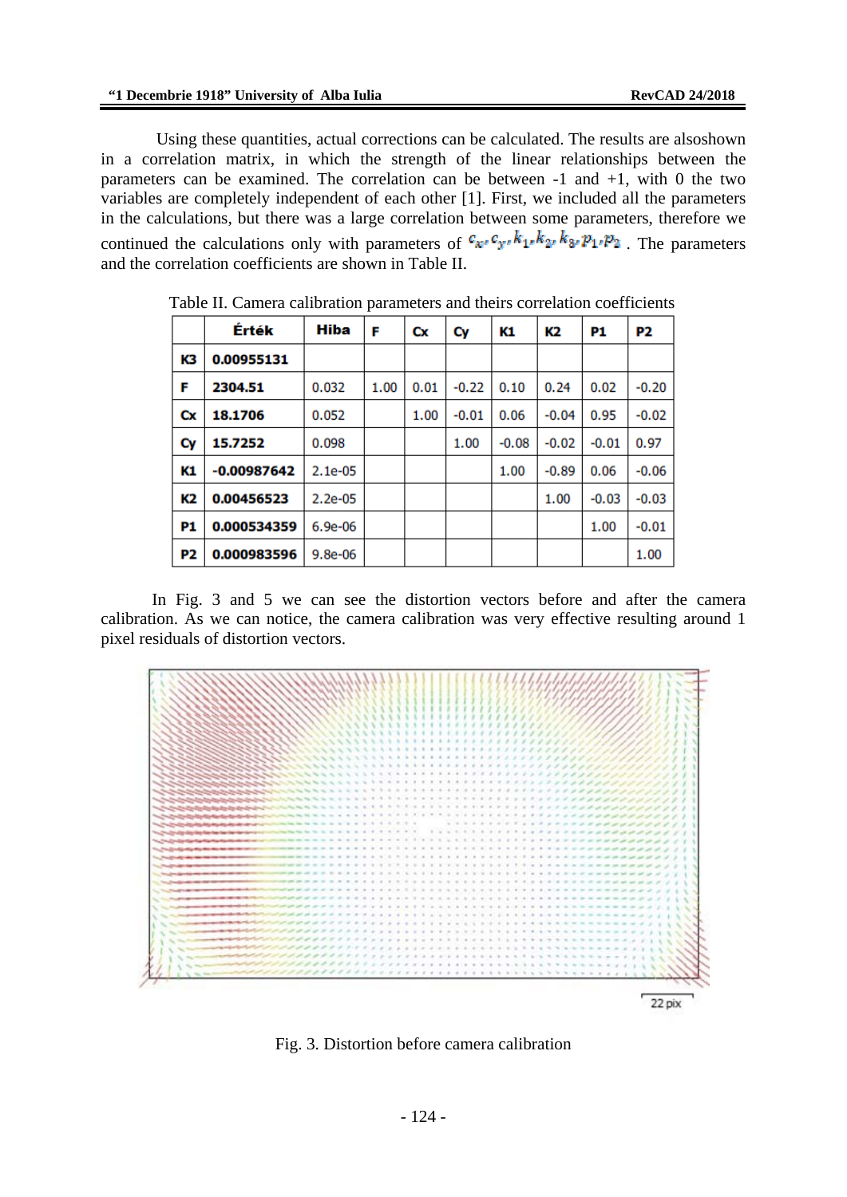Using these quantities, actual corrections can be calculated. The results are alsoshown in a correlation matrix, in which the strength of the linear relationships between the parameters can be examined. The correlation can be between -1 and +1, with 0 the two variables are completely independent of each other [1]. First, we included all the parameters in the calculations, but there was a large correlation between some parameters, therefore we continued the calculations only with parameters of $c_x, c_y, k_1, k_2, k_3, p_1, p_2$ . The parameters and the correlation coefficients are shown in Table II.

Table II. Camera calibration parameters and theirs correlation coefficients

| | Érték | Hiba | F | Cx | Cy | K1 | K2 | P1 | P2 |
|---|---|---|---|---|---|---|---|---|---|
| **K3** | **0.00955131** | | | | | | | | |
| **F** | **2304.51** | 0.032 | 1.00 | 0.01 | -0.22 | 0.10 | 0.24 | 0.02 | -0.20 |
| **Cx** | **18.1706** | 0.052 | | 1.00 | -0.01 | 0.06 | -0.04 | 0.95 | -0.02 |
| **Cy** | **15.7252** | 0.098 | | | 1.00 | -0.08 | -0.02 | -0.01 | 0.97 |
| **K1** | **-0.00987642** | 2.1e-05 | | | | 1.00 | -0.89 | 0.06 | -0.06 |
| **K2** | **0.00456523** | 2.2e-05 | | | | | 1.00 | -0.03 | -0.03 |
| **P1** | **0.000534359** | 6.9e-06 | | | | | | 1.00 | -0.01 |
| **P2** | **0.000983596** | 9.8e-06 | | | | | | | 1.00 |

In Fig. 3 and 5 we can see the distortion vectors before and after the camera calibration. As we can notice, the camera calibration was very effective resulting around 1 pixel residuals of distortion vectors.

22 pix

Fig. 3. Distortion before camera calibration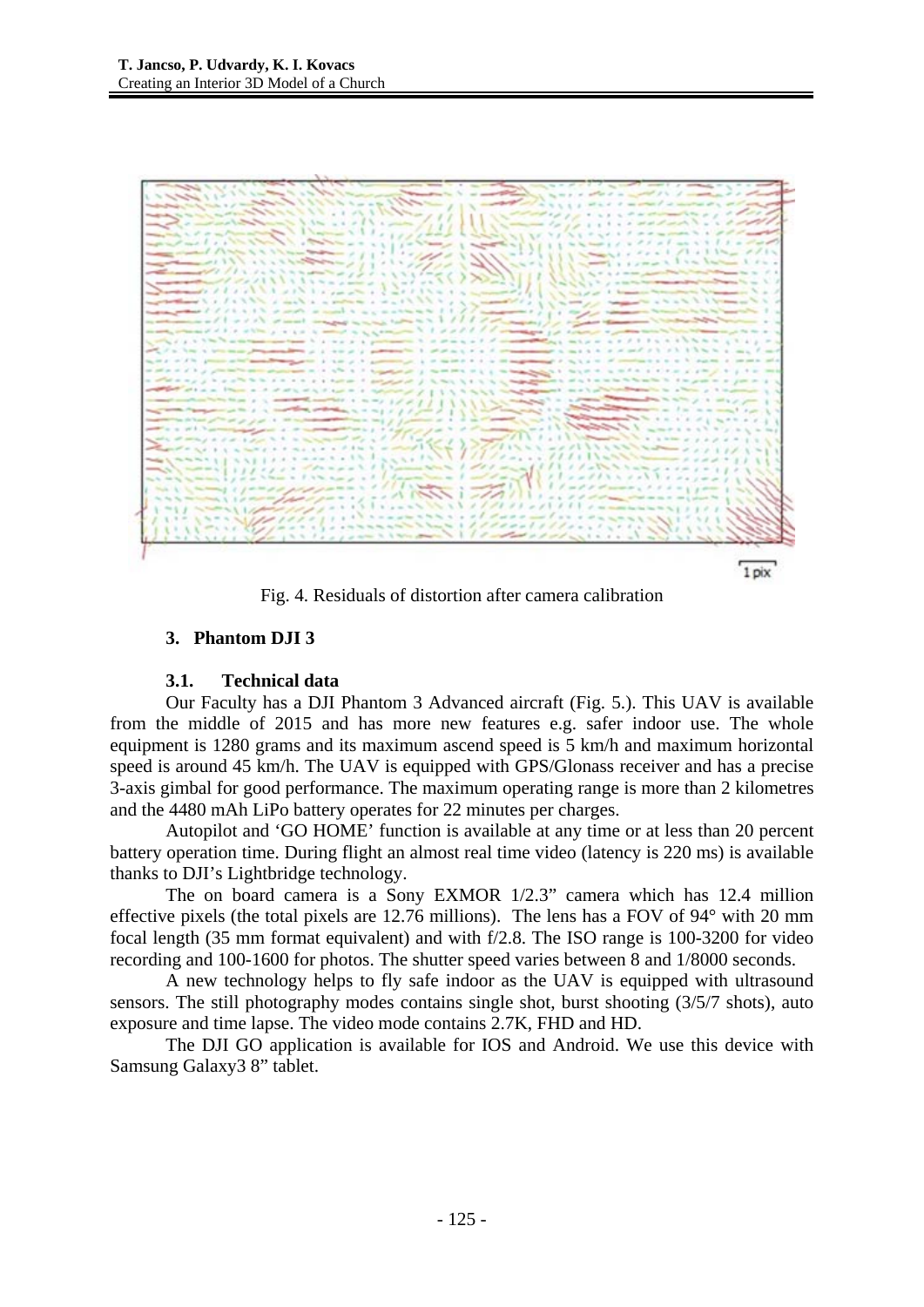Fig. 4. Residuals of distortion after camera calibration

## 3. Phantom DJI 3

### 3.1. Technical data

Our Faculty has a DJI Phantom 3 Advanced aircraft (Fig. 5.). This UAV is available from the middle of 2015 and has more new features e.g. safer indoor use. The whole equipment is 1280 grams and its maximum ascend speed is 5 km/h and maximum horizontal speed is around 45 km/h. The UAV is equipped with GPS/Glonass receiver and has a precise 3-axis gimbal for good performance. The maximum operating range is more than 2 kilometres and the 4480 mAh LiPo battery operates for 22 minutes per charges.

Autopilot and 'GO HOME' function is available at any time or at less than 20 percent battery operation time. During flight an almost real time video (latency is 220 ms) is available thanks to DJI's Lightbridge technology.

The on board camera is a Sony EXMOR 1/2.3" camera which has 12.4 million effective pixels (the total pixels are 12.76 millions). The lens has a FOV of 94° with 20 mm focal length (35 mm format equivalent) and with f/2.8. The ISO range is 100-3200 for video recording and 100-1600 for photos. The shutter speed varies between 8 and 1/8000 seconds.

A new technology helps to fly safe indoor as the UAV is equipped with ultrasound sensors. The still photography modes contains single shot, burst shooting (3/5/7 shots), auto exposure and time lapse. The video mode contains 2.7K, FHD and HD.

The DJI GO application is available for IOS and Android. We use this device with Samsung Galaxy3 8" tablet.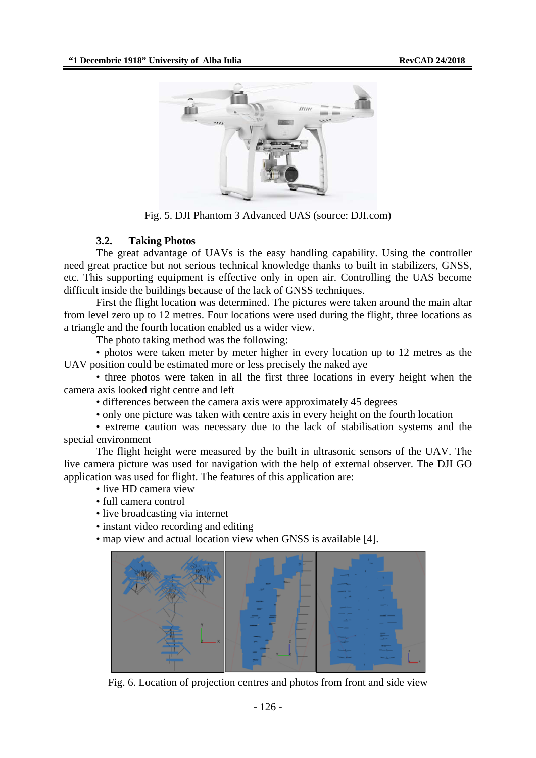Fig. 5. DJI Phantom 3 Advanced UAS (source: DJI.com)

### 3.2. Taking Photos

The great advantage of UAVs is the easy handling capability. Using the controller need great practice but not serious technical knowledge thanks to built in stabilizers, GNSS, etc. This supporting equipment is effective only in open air. Controlling the UAS become difficult inside the buildings because of the lack of GNSS techniques.

First the flight location was determined. The pictures were taken around the main altar from level zero up to 12 metres. Four locations were used during the flight, three locations as a triangle and the fourth location enabled us a wider view.

The photo taking method was the following:

- photos were taken meter by meter higher in every location up to 12 metres as the UAV position could be estimated more or less precisely the naked aye
- three photos were taken in all the first three locations in every height when the camera axis looked right centre and left
- differences between the camera axis were approximately 45 degrees
- only one picture was taken with centre axis in every height on the fourth location
- extreme caution was necessary due to the lack of stabilisation systems and the special environment

The flight height were measured by the built in ultrasonic sensors of the UAV. The live camera picture was used for navigation with the help of external observer. The DJI GO application was used for flight. The features of this application are:

- live HD camera view
- full camera control
- live broadcasting via internet
- instant video recording and editing
- map view and actual location view when GNSS is available [4].

Fig. 6. Location of projection centres and photos from front and side view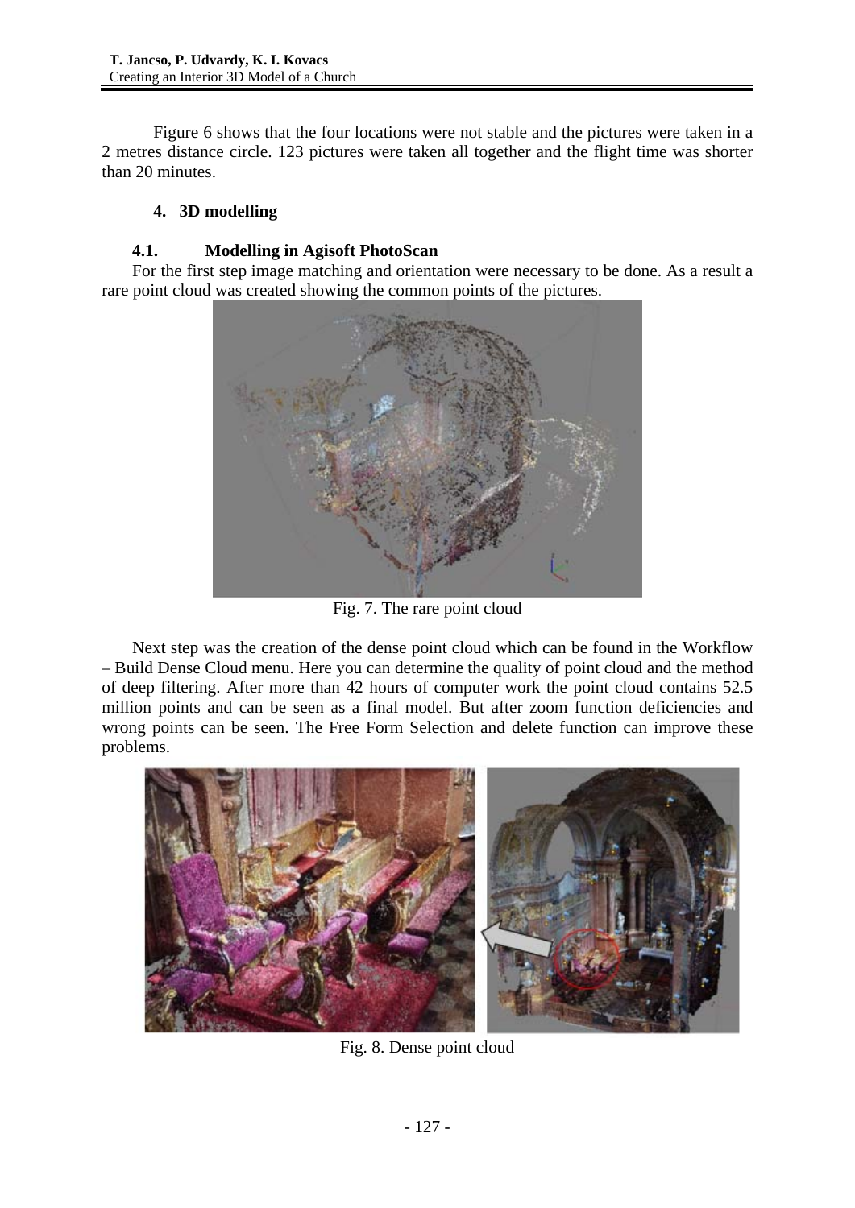Figure 6 shows that the four locations were not stable and the pictures were taken in a 2 metres distance circle. 123 pictures were taken all together and the flight time was shorter than 20 minutes.

## 4. 3D modelling

### 4.1. Modelling in Agisoft PhotoScan

For the first step image matching and orientation were necessary to be done. As a result a rare point cloud was created showing the common points of the pictures.

Fig. 7. The rare point cloud

Next step was the creation of the dense point cloud which can be found in the Workflow – Build Dense Cloud menu. Here you can determine the quality of point cloud and the method of deep filtering. After more than 42 hours of computer work the point cloud contains 52.5 million points and can be seen as a final model. But after zoom function deficiencies and wrong points can be seen. The Free Form Selection and delete function can improve these problems.

Fig. 8. Dense point cloud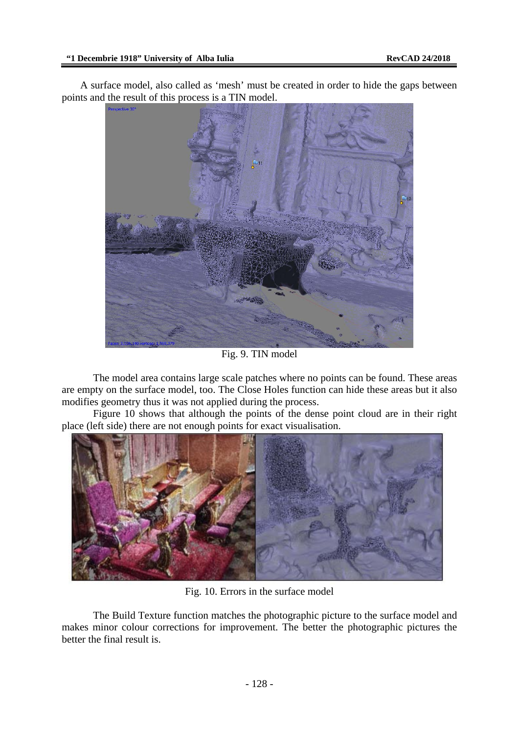A surface model, also called as 'mesh' must be created in order to hide the gaps between points and the result of this process is a TIN model.

Fig. 9. TIN model

The model area contains large scale patches where no points can be found. These areas are empty on the surface model, too. The Close Holes function can hide these areas but it also modifies geometry thus it was not applied during the process.

Figure 10 shows that although the points of the dense point cloud are in their right place (left side) there are not enough points for exact visualisation.

Fig. 10. Errors in the surface model

The Build Texture function matches the photographic picture to the surface model and makes minor colour corrections for improvement. The better the photographic pictures the better the final result is.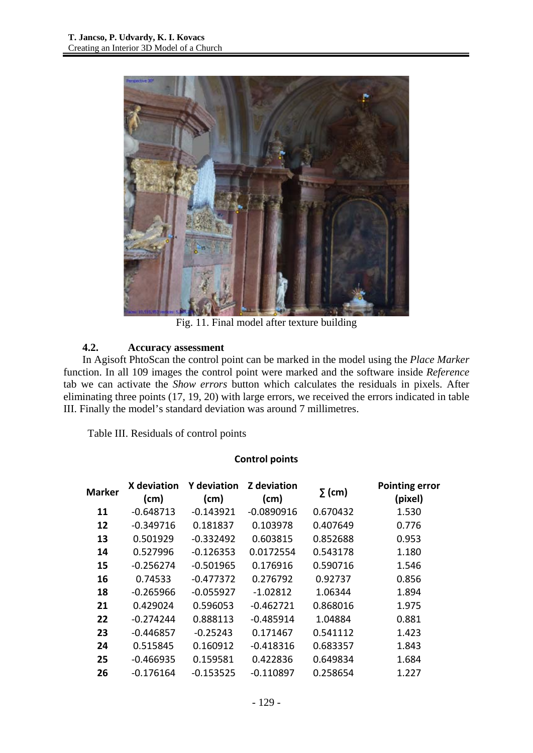Fig. 11. Final model after texture building

### 4.2. Accuracy assessment

In Agisoft PhtoScan the control point can be marked in the model using the *Place Marker* function. In all 109 images the control point were marked and the software inside *Reference* tab we can activate the *Show errors* button which calculates the residuals in pixels. After eliminating three points (17, 19, 20) with large errors, we received the errors indicated in table III. Finally the model's standard deviation was around 7 millimetres.

Table III. Residuals of control points

**Control points**

| Marker | X deviation (cm) | Y deviation (cm) | Z deviation (cm) | ∑ (cm) | Pointing error (pixel) |
|---|---|---|---|---|---|
| 11 | -0.648713 | -0.143921 | -0.0890916 | 0.670432 | 1.530 |
| 12 | -0.349716 | 0.181837 | 0.103978 | 0.407649 | 0.776 |
| 13 | 0.501929 | -0.332492 | 0.603815 | 0.852688 | 0.953 |
| 14 | 0.527996 | -0.126353 | 0.0172554 | 0.543178 | 1.180 |
| 15 | -0.256274 | -0.501965 | 0.176916 | 0.590716 | 1.546 |
| 16 | 0.74533 | -0.477372 | 0.276792 | 0.92737 | 0.856 |
| 18 | -0.265966 | -0.055927 | -1.02812 | 1.06344 | 1.894 |
| 21 | 0.429024 | 0.596053 | -0.462721 | 0.868016 | 1.975 |
| 22 | -0.274244 | 0.888113 | -0.485914 | 1.04884 | 0.881 |
| 23 | -0.446857 | -0.25243 | 0.171467 | 0.541112 | 1.423 |
| 24 | 0.515845 | 0.160912 | -0.418316 | 0.683357 | 1.843 |
| 25 | -0.466935 | 0.159581 | 0.422836 | 0.649834 | 1.684 |
| 26 | -0.176164 | -0.153525 | -0.110897 | 0.258654 | 1.227 |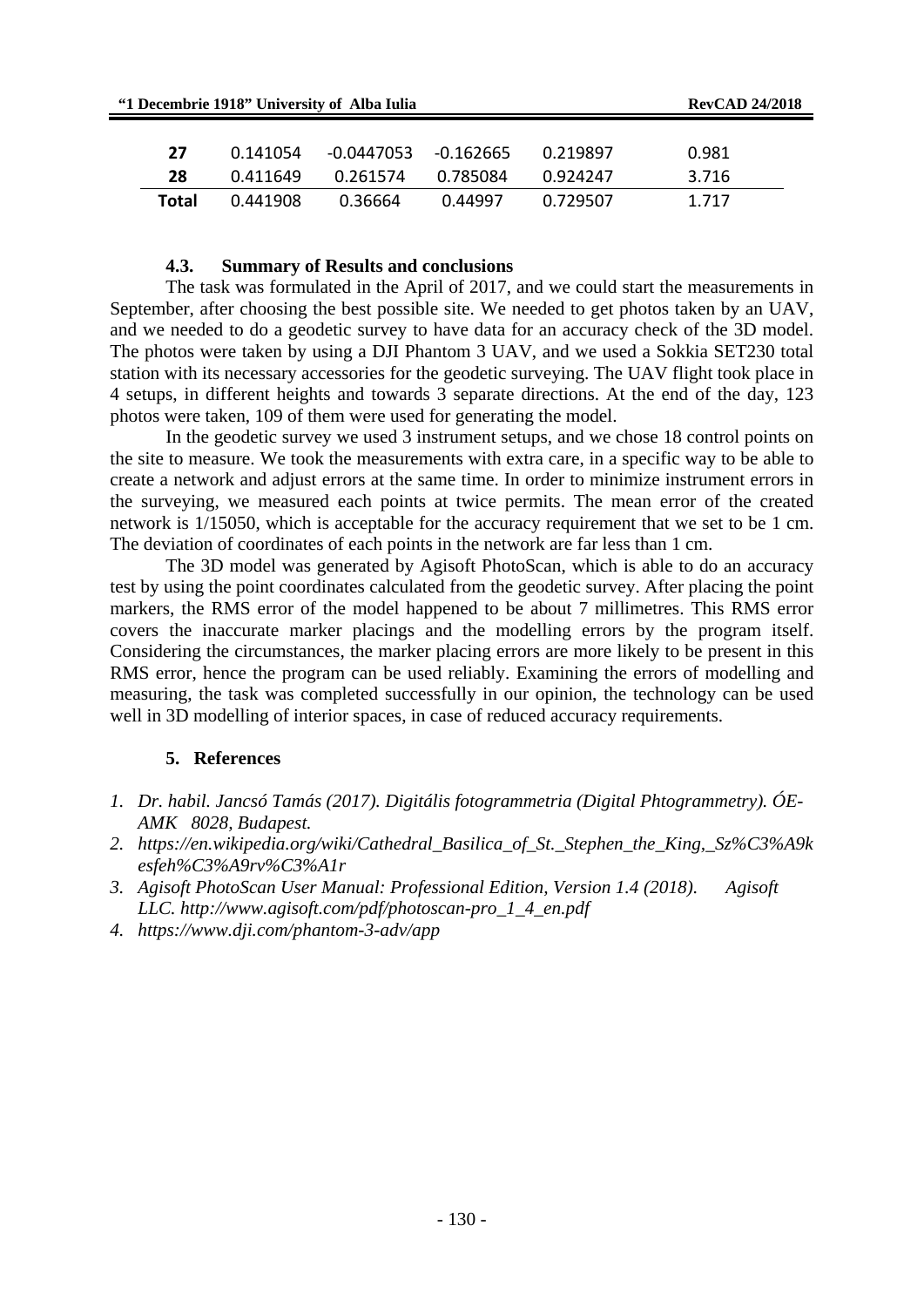| | | | | | |
|---|---|---|---|---|---|
| **27** | 0.141054 | -0.0447053 | -0.162665 | 0.219897 | 0.981 |
| **28** | 0.411649 | 0.261574 | 0.785084 | 0.924247 | 3.716 |
| **Total** | 0.441908 | 0.36664 | 0.44997 | 0.729507 | 1.717 |

### 4.3. Summary of Results and conclusions

The task was formulated in the April of 2017, and we could start the measurements in September, after choosing the best possible site. We needed to get photos taken by an UAV, and we needed to do a geodetic survey to have data for an accuracy check of the 3D model. The photos were taken by using a DJI Phantom 3 UAV, and we used a Sokkia SET230 total station with its necessary accessories for the geodetic surveying. The UAV flight took place in 4 setups, in different heights and towards 3 separate directions. At the end of the day, 123 photos were taken, 109 of them were used for generating the model.

In the geodetic survey we used 3 instrument setups, and we chose 18 control points on the site to measure. We took the measurements with extra care, in a specific way to be able to create a network and adjust errors at the same time. In order to minimize instrument errors in the surveying, we measured each points at twice permits. The mean error of the created network is 1/15050, which is acceptable for the accuracy requirement that we set to be 1 cm. The deviation of coordinates of each points in the network are far less than 1 cm.

The 3D model was generated by Agisoft PhotoScan, which is able to do an accuracy test by using the point coordinates calculated from the geodetic survey. After placing the point markers, the RMS error of the model happened to be about 7 millimetres. This RMS error covers the inaccurate marker placings and the modelling errors by the program itself. Considering the circumstances, the marker placing errors are more likely to be present in this RMS error, hence the program can be used reliably. Examining the errors of modelling and measuring, the task was completed successfully in our opinion, the technology can be used well in 3D modelling of interior spaces, in case of reduced accuracy requirements.

## 5. References

1. *Dr. habil. Jancsó Tamás (2017). Digitális fotogrammetria (Digital Phtogrammetry). ÓE-AMK 8028, Budapest.*
2. *https://en.wikipedia.org/wiki/Cathedral_Basilica_of_St._Stephen_the_King,_Sz%C3%A9kesfeh%C3%A9rv%C3%A1r*
3. *Agisoft PhotoScan User Manual: Professional Edition, Version 1.4 (2018). Agisoft LLC. http://www.agisoft.com/pdf/photoscan-pro_1_4_en.pdf*
4. *https://www.dji.com/phantom-3-adv/app*